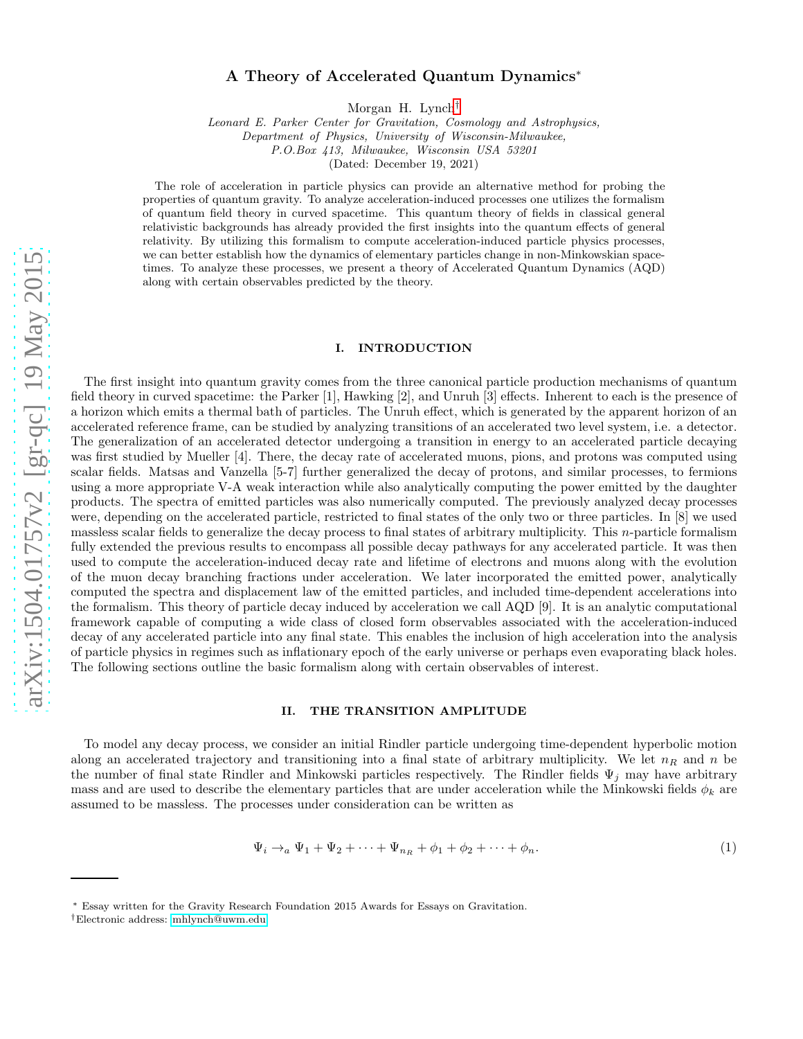# A Theory of Accelerated Quantum Dynamics*

Morgan H. Lynch†

*Leonard E. Parker Center for Gravitation, Cosmology and Astrophysics,*
*Department of Physics, University of Wisconsin-Milwaukee,*
*P.O.Box 413, Milwaukee, Wisconsin USA 53201*
(Dated: December 19, 2021)

The role of acceleration in particle physics can provide an alternative method for probing the properties of quantum gravity. To analyze acceleration-induced processes one utilizes the formalism of quantum field theory in curved spacetime. This quantum theory of fields in classical general relativistic backgrounds has already provided the first insights into the quantum effects of general relativity. By utilizing this formalism to compute acceleration-induced particle physics processes, we can better establish how the dynamics of elementary particles change in non-Minkowskian spacetimes. To analyze these processes, we present a theory of Accelerated Quantum Dynamics (AQD) along with certain observables predicted by the theory.

## I. INTRODUCTION

The first insight into quantum gravity comes from the three canonical particle production mechanisms of quantum field theory in curved spacetime: the Parker [1], Hawking [2], and Unruh [3] effects. Inherent to each is the presence of a horizon which emits a thermal bath of particles. The Unruh effect, which is generated by the apparent horizon of an accelerated reference frame, can be studied by analyzing transitions of an accelerated two level system, i.e. a detector. The generalization of an accelerated detector undergoing a transition in energy to an accelerated particle decaying was first studied by Mueller [4]. There, the decay rate of accelerated muons, pions, and protons was computed using scalar fields. Matsas and Vanzella [5-7] further generalized the decay of protons, and similar processes, to fermions using a more appropriate V-A weak interaction while also analytically computing the power emitted by the daughter products. The spectra of emitted particles was also numerically computed. The previously analyzed decay processes were, depending on the accelerated particle, restricted to final states of the only two or three particles. In [8] we used massless scalar fields to generalize the decay process to final states of arbitrary multiplicity. This $n$-particle formalism fully extended the previous results to encompass all possible decay pathways for any accelerated particle. It was then used to compute the acceleration-induced decay rate and lifetime of electrons and muons along with the evolution of the muon decay branching fractions under acceleration. We later incorporated the emitted power, analytically computed the spectra and displacement law of the emitted particles, and included time-dependent accelerations into the formalism. This theory of particle decay induced by acceleration we call AQD [9]. It is an analytic computational framework capable of computing a wide class of closed form observables associated with the acceleration-induced decay of any accelerated particle into any final state. This enables the inclusion of high acceleration into the analysis of particle physics in regimes such as inflationary epoch of the early universe or perhaps even evaporating black holes. The following sections outline the basic formalism along with certain observables of interest.

## II. THE TRANSITION AMPLITUDE

To model any decay process, we consider an initial Rindler particle undergoing time-dependent hyperbolic motion along an accelerated trajectory and transitioning into a final state of arbitrary multiplicity. We let $n_R$ and $n$ be the number of final state Rindler and Minkowski particles respectively. The Rindler fields $\Psi_j$ may have arbitrary mass and are used to describe the elementary particles that are under acceleration while the Minkowski fields $\phi_k$ are assumed to be massless. The processes under consideration can be written as

$$\Psi_i \rightarrow_a \Psi_1 + \Psi_2 + \cdots + \Psi_{n_R} + \phi_1 + \phi_2 + \cdots + \phi_n. \tag{1}$$

---

* Essay written for the Gravity Research Foundation 2015 Awards for Essays on Gravitation.
†Electronic address: mhlynch@uwm.edu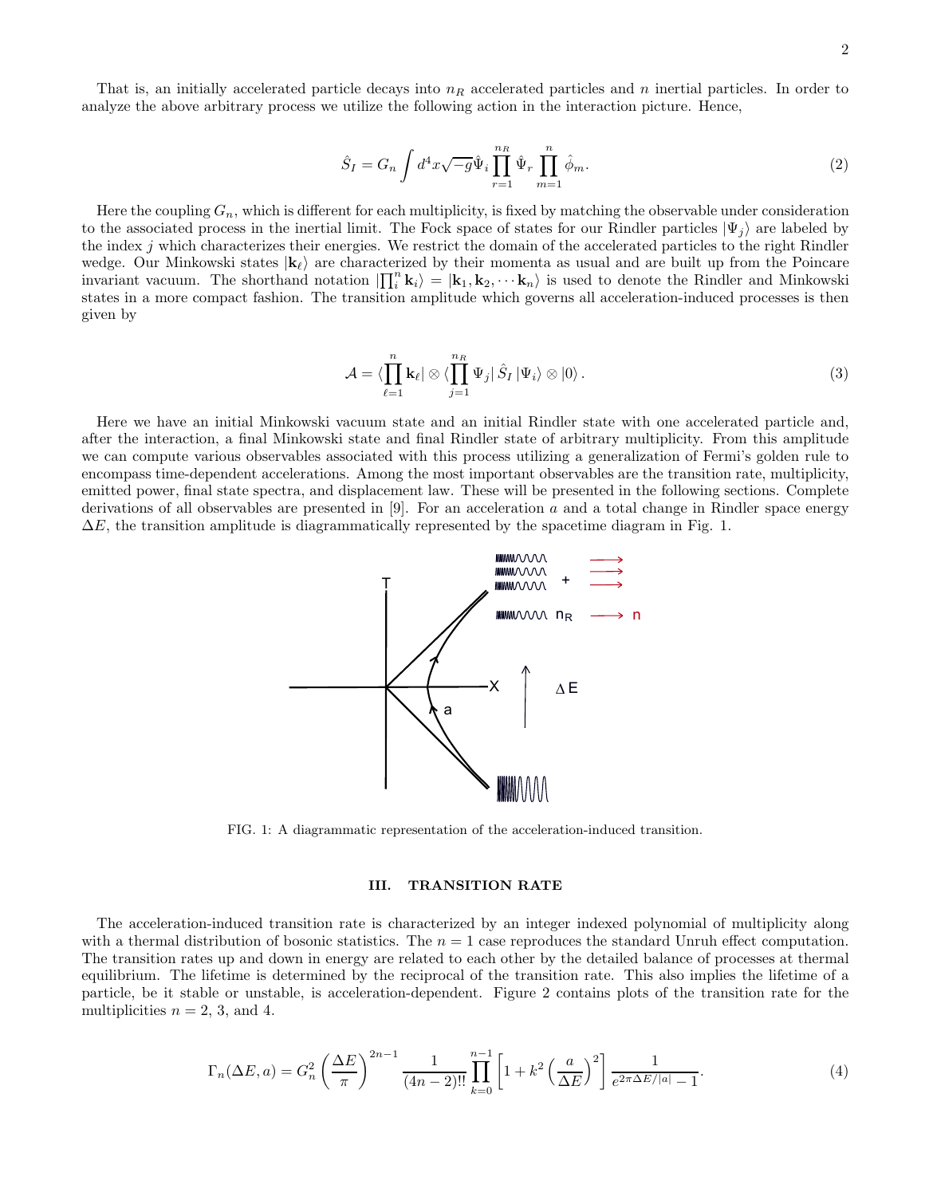That is, an initially accelerated particle decays into $n_R$ accelerated particles and $n$ inertial particles. In order to analyze the above arbitrary process we utilize the following action in the interaction picture. Hence,

$$\hat{S}_I = G_n \int d^4x \sqrt{-g} \hat{\Psi}_i \prod_{r=1}^{n_R} \hat{\Psi}_r \prod_{m=1}^{n} \hat{\phi}_m. \tag{2}$$

Here the coupling $G_n$, which is different for each multiplicity, is fixed by matching the observable under consideration to the associated process in the inertial limit. The Fock space of states for our Rindler particles $|\Psi_j\rangle$ are labeled by the index $j$ which characterizes their energies. We restrict the domain of the accelerated particles to the right Rindler wedge. Our Minkowski states $|\mathbf{k}_\ell\rangle$ are characterized by their momenta as usual and are built up from the Poincare invariant vacuum. The shorthand notation $|\prod_i^n \mathbf{k}_i\rangle = |\mathbf{k}_1, \mathbf{k}_2, \cdots \mathbf{k}_n\rangle$ is used to denote the Rindler and Minkowski states in a more compact fashion. The transition amplitude which governs all acceleration-induced processes is then given by

$$\mathcal{A} = \langle \prod_{\ell=1}^{n} \mathbf{k}_\ell | \otimes \langle \prod_{j=1}^{n_R} \Psi_j | \, \hat{S}_I \, |\Psi_i\rangle \otimes |0\rangle. \tag{3}$$

Here we have an initial Minkowski vacuum state and an initial Rindler state with one accelerated particle and, after the interaction, a final Minkowski state and final Rindler state of arbitrary multiplicity. From this amplitude we can compute various observables associated with this process utilizing a generalization of Fermi's golden rule to encompass time-dependent accelerations. Among the most important observables are the transition rate, multiplicity, emitted power, final state spectra, and displacement law. These will be presented in the following sections. Complete derivations of all observables are presented in [9]. For an acceleration $a$ and a total change in Rindler space energy $\Delta E$, the transition amplitude is diagrammatically represented by the spacetime diagram in Fig. 1.

FIG. 1: A diagrammatic representation of the acceleration-induced transition.

## III. TRANSITION RATE

The acceleration-induced transition rate is characterized by an integer indexed polynomial of multiplicity along with a thermal distribution of bosonic statistics. The $n = 1$ case reproduces the standard Unruh effect computation. The transition rates up and down in energy are related to each other by the detailed balance of processes at thermal equilibrium. The lifetime is determined by the reciprocal of the transition rate. This also implies the lifetime of a particle, be it stable or unstable, is acceleration-dependent. Figure 2 contains plots of the transition rate for the multiplicities $n = 2$, 3, and 4.

$$\Gamma_n(\Delta E, a) = G_n^2 \left(\frac{\Delta E}{\pi}\right)^{2n-1} \frac{1}{(4n-2)!!} \prod_{k=0}^{n-1} \left[1 + k^2 \left(\frac{a}{\Delta E}\right)^2\right] \frac{1}{e^{2\pi\Delta E/|a|} - 1}. \tag{4}$$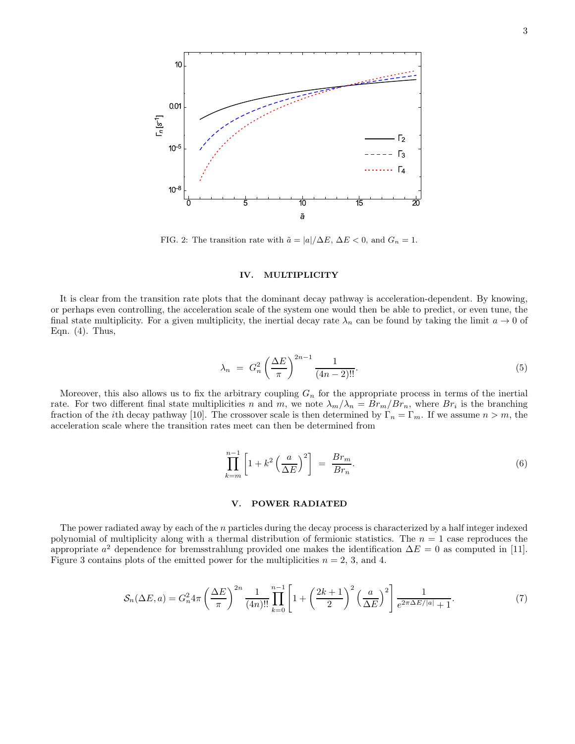FIG. 2: The transition rate with $\tilde{a} = |a|/\Delta E$, $\Delta E < 0$, and $G_n = 1$.

## IV. MULTIPLICITY

It is clear from the transition rate plots that the dominant decay pathway is acceleration-dependent. By knowing, or perhaps even controlling, the acceleration scale of the system one would then be able to predict, or even tune, the final state multiplicity. For a given multiplicity, the inertial decay rate $\lambda_n$ can be found by taking the limit $a \to 0$ of Eqn. (4). Thus,

$$\lambda_n \;=\; G_n^2 \left(\frac{\Delta E}{\pi}\right)^{2n-1} \frac{1}{(4n-2)!!}. \tag{5}$$

Moreover, this also allows us to fix the arbitrary coupling $G_n$ for the appropriate process in terms of the inertial rate. For two different final state multiplicities $n$ and $m$, we note $\lambda_m/\lambda_n = Br_m/Br_n$, where $Br_i$ is the branching fraction of the $i$th decay pathway [10]. The crossover scale is then determined by $\Gamma_n = \Gamma_m$. If we assume $n > m$, the acceleration scale where the transition rates meet can then be determined from

$$\prod_{k=m}^{n-1} \left[1 + k^2 \left(\frac{a}{\Delta E}\right)^2\right] \;=\; \frac{Br_m}{Br_n}. \tag{6}$$

## V. POWER RADIATED

The power radiated away by each of the $n$ particles during the decay process is characterized by a half integer indexed polynomial of multiplicity along with a thermal distribution of fermionic statistics. The $n = 1$ case reproduces the appropriate $a^2$ dependence for bremsstrahlung provided one makes the identification $\Delta E = 0$ as computed in [11]. Figure 3 contains plots of the emitted power for the multiplicities $n = 2$, 3, and 4.

$$\mathcal{S}_n(\Delta E, a) = G_n^2 4\pi \left(\frac{\Delta E}{\pi}\right)^{2n} \frac{1}{(4n)!!} \prod_{k=0}^{n-1} \left[1 + \left(\frac{2k+1}{2}\right)^2 \left(\frac{a}{\Delta E}\right)^2\right] \frac{1}{e^{2\pi \Delta E/|a|} + 1}. \tag{7}$$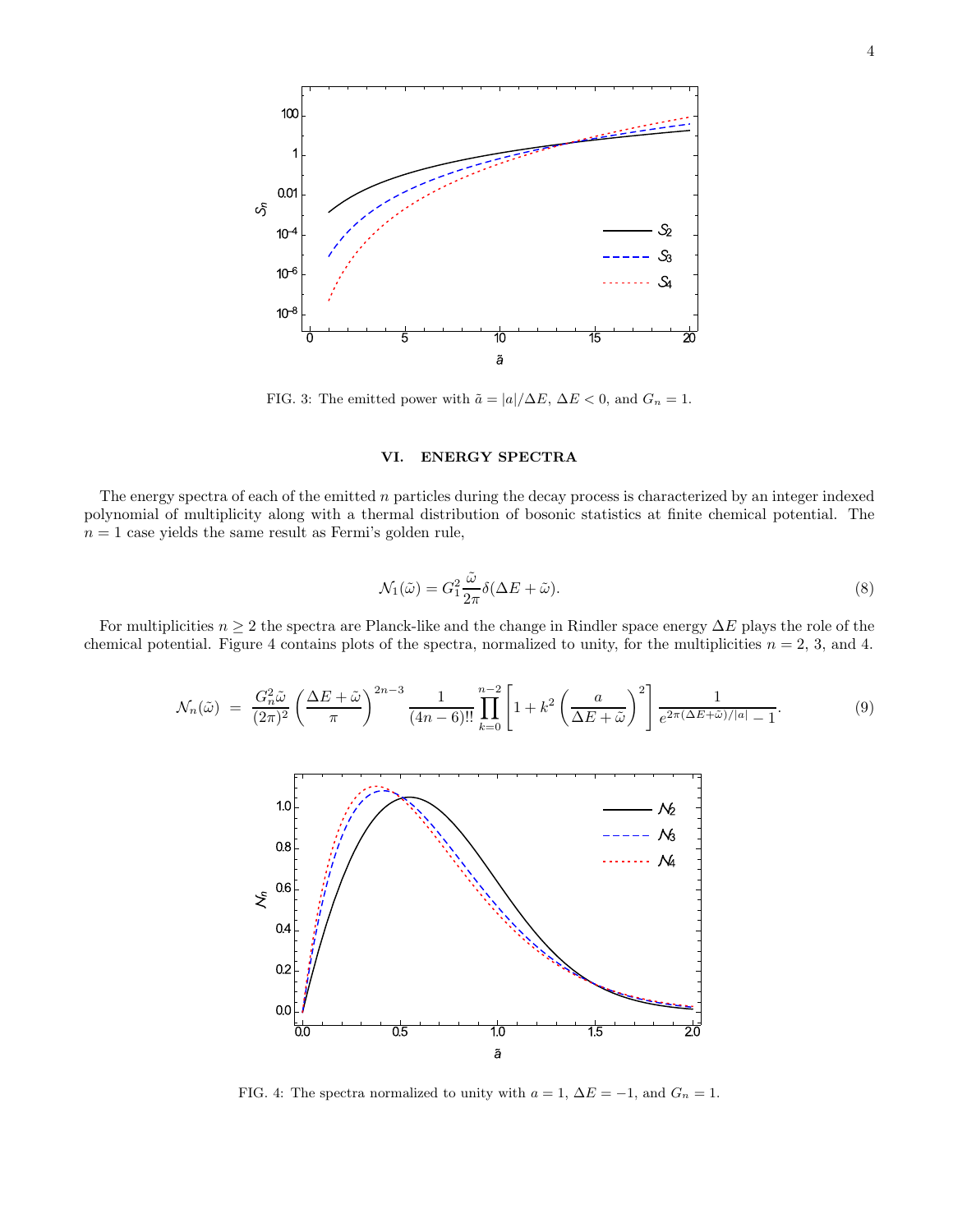FIG. 3: The emitted power with $\tilde{a} = |a|/\Delta E$, $\Delta E < 0$, and $G_n = 1$.

## VI. ENERGY SPECTRA

The energy spectra of each of the emitted $n$ particles during the decay process is characterized by an integer indexed polynomial of multiplicity along with a thermal distribution of bosonic statistics at finite chemical potential. The $n = 1$ case yields the same result as Fermi's golden rule,

$$\mathcal{N}_1(\tilde{\omega}) = G_1^2 \frac{\tilde{\omega}}{2\pi} \delta(\Delta E + \tilde{\omega}). \tag{8}$$

For multiplicities $n \geq 2$ the spectra are Planck-like and the change in Rindler space energy $\Delta E$ plays the role of the chemical potential. Figure 4 contains plots of the spectra, normalized to unity, for the multiplicities $n = 2$, 3, and 4.

$$\mathcal{N}_n(\tilde{\omega}) = \frac{G_n^2 \tilde{\omega}}{(2\pi)^2} \left( \frac{\Delta E + \tilde{\omega}}{\pi} \right)^{2n-3} \frac{1}{(4n-6)!!} \prod_{k=0}^{n-2} \left[ 1 + k^2 \left( \frac{a}{\Delta E + \tilde{\omega}} \right)^2 \right] \frac{1}{e^{2\pi(\Delta E + \tilde{\omega})/|a|} - 1}. \tag{9}$$

FIG. 4: The spectra normalized to unity with $a = 1$, $\Delta E = -1$, and $G_n = 1$.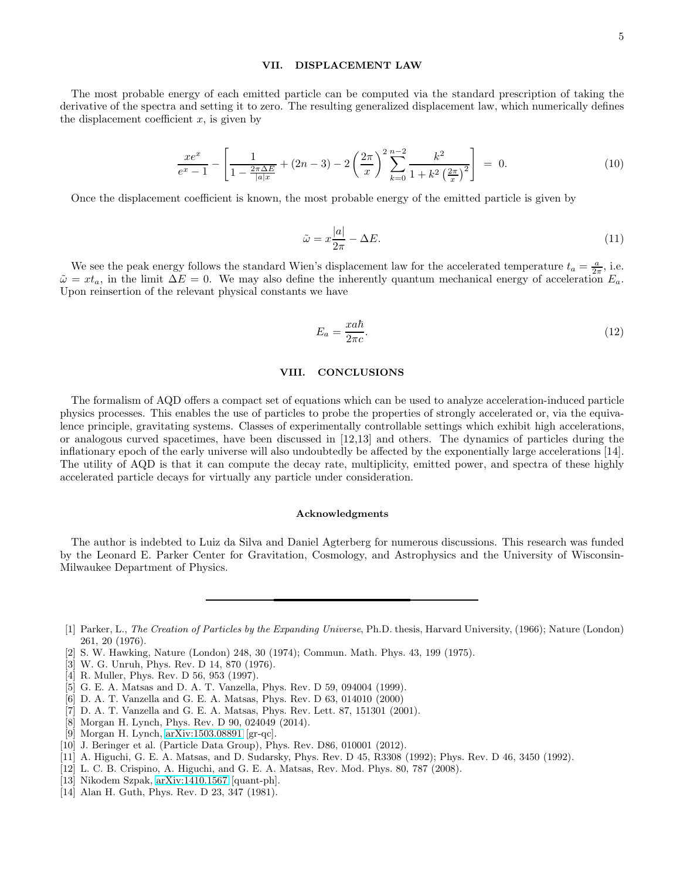## VII. DISPLACEMENT LAW

The most probable energy of each emitted particle can be computed via the standard prescription of taking the derivative of the spectra and setting it to zero. The resulting generalized displacement law, which numerically defines the displacement coefficient $x$, is given by

$$\frac{xe^x}{e^x - 1} - \left[ \frac{1}{1 - \frac{2\pi \Delta E}{|a| x}} + (2n-3) - 2\left(\frac{2\pi}{x}\right)^2 \sum_{k=0}^{n-2} \frac{k^2}{1 + k^2 \left(\frac{2\pi}{x}\right)^2} \right] = 0. \tag{10}$$

Once the displacement coefficient is known, the most probable energy of the emitted particle is given by

$$\tilde{\omega} = x\frac{|a|}{2\pi} - \Delta E. \tag{11}$$

We see the peak energy follows the standard Wien's displacement law for the accelerated temperature $t_a = \frac{a}{2\pi}$, i.e. $\tilde{\omega} = x t_a$, in the limit $\Delta E = 0$. We may also define the inherently quantum mechanical energy of acceleration $E_a$. Upon reinsertion of the relevant physical constants we have

$$E_a = \frac{x a \hbar}{2\pi c}. \tag{12}$$

## VIII. CONCLUSIONS

The formalism of AQD offers a compact set of equations which can be used to analyze acceleration-induced particle physics processes. This enables the use of particles to probe the properties of strongly accelerated or, via the equivalence principle, gravitating systems. Classes of experimentally controllable settings which exhibit high accelerations, or analogous curved spacetimes, have been discussed in [12,13] and others. The dynamics of particles during the inflationary epoch of the early universe will also undoubtedly be affected by the exponentially large accelerations [14]. The utility of AQD is that it can compute the decay rate, multiplicity, emitted power, and spectra of these highly accelerated particle decays for virtually any particle under consideration.

### Acknowledgments

The author is indebted to Luiz da Silva and Daniel Agterberg for numerous discussions. This research was funded by the Leonard E. Parker Center for Gravitation, Cosmology, and Astrophysics and the University of Wisconsin-Milwaukee Department of Physics.

---

[1] Parker, L., *The Creation of Particles by the Expanding Universe*, Ph.D. thesis, Harvard University, (1966); Nature (London) 261, 20 (1976).
[2] S. W. Hawking, Nature (London) 248, 30 (1974); Commun. Math. Phys. 43, 199 (1975).
[3] W. G. Unruh, Phys. Rev. D 14, 870 (1976).
[4] R. Muller, Phys. Rev. D 56, 953 (1997).
[5] G. E. A. Matsas and D. A. T. Vanzella, Phys. Rev. D 59, 094004 (1999).
[6] D. A. T. Vanzella and G. E. A. Matsas, Phys. Rev. D 63, 014010 (2000)
[7] D. A. T. Vanzella and G. E. A. Matsas, Phys. Rev. Lett. 87, 151301 (2001).
[8] Morgan H. Lynch, Phys. Rev. D 90, 024049 (2014).
[9] Morgan H. Lynch, arXiv:1503.08891 [gr-qc].
[10] J. Beringer et al. (Particle Data Group), Phys. Rev. D86, 010001 (2012).
[11] A. Higuchi, G. E. A. Matsas, and D. Sudarsky, Phys. Rev. D 45, R3308 (1992); Phys. Rev. D 46, 3450 (1992).
[12] L. C. B. Crispino, A. Higuchi, and G. E. A. Matsas, Rev. Mod. Phys. 80, 787 (2008).
[13] Nikodem Szpak, arXiv:1410.1567 [quant-ph].
[14] Alan H. Guth, Phys. Rev. D 23, 347 (1981).